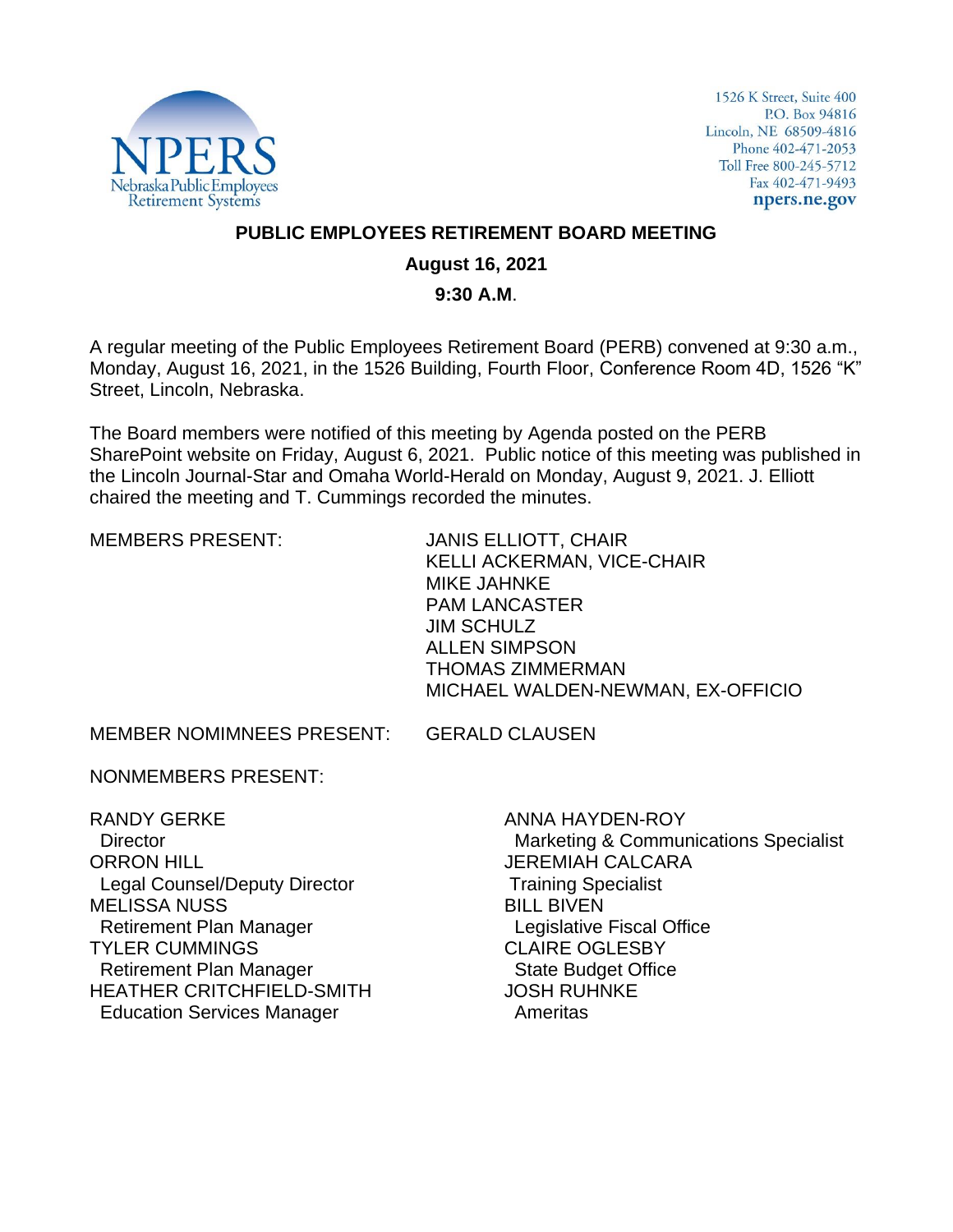NPERS
Nebraska Public Employees
Retirement Systems

1526 K Street, Suite 400
P.O. Box 94816
Lincoln, NE 68509-4816
Phone 402-471-2053
Toll Free 800-245-5712
Fax 402-471-9493
**npers.ne.gov**

## PUBLIC EMPLOYEES RETIREMENT BOARD MEETING

**August 16, 2021**

**9:30 A.M.**

A regular meeting of the Public Employees Retirement Board (PERB) convened at 9:30 a.m., Monday, August 16, 2021, in the 1526 Building, Fourth Floor, Conference Room 4D, 1526 "K" Street, Lincoln, Nebraska.

The Board members were notified of this meeting by Agenda posted on the PERB SharePoint website on Friday, August 6, 2021. Public notice of this meeting was published in the Lincoln Journal-Star and Omaha World-Herald on Monday, August 9, 2021. J. Elliott chaired the meeting and T. Cummings recorded the minutes.

MEMBERS PRESENT:

JANIS ELLIOTT, CHAIR
KELLI ACKERMAN, VICE-CHAIR
MIKE JAHNKE
PAM LANCASTER
JIM SCHULZ
ALLEN SIMPSON
THOMAS ZIMMERMAN
MICHAEL WALDEN-NEWMAN, EX-OFFICIO

MEMBER NOMIMNEES PRESENT: GERALD CLAUSEN

NONMEMBERS PRESENT:

RANDY GERKE
Director
ORRON HILL
Legal Counsel/Deputy Director
MELISSA NUSS
Retirement Plan Manager
TYLER CUMMINGS
Retirement Plan Manager
HEATHER CRITCHFIELD-SMITH
Education Services Manager

ANNA HAYDEN-ROY
Marketing & Communications Specialist
JEREMIAH CALCARA
Training Specialist
BILL BIVEN
Legislative Fiscal Office
CLAIRE OGLESBY
State Budget Office
JOSH RUHNKE
Ameritas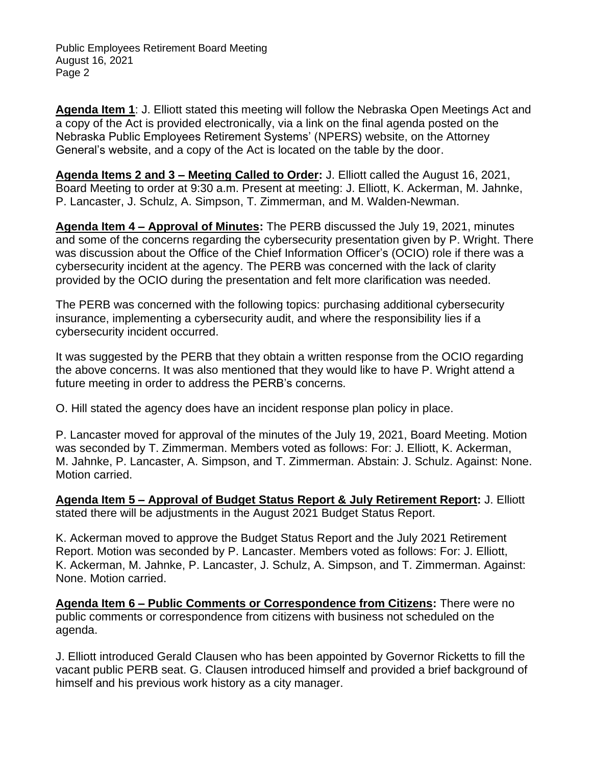**Agenda Item 1**: J. Elliott stated this meeting will follow the Nebraska Open Meetings Act and a copy of the Act is provided electronically, via a link on the final agenda posted on the Nebraska Public Employees Retirement Systems' (NPERS) website, on the Attorney General's website, and a copy of the Act is located on the table by the door.

**Agenda Items 2 and 3 – Meeting Called to Order:** J. Elliott called the August 16, 2021, Board Meeting to order at 9:30 a.m. Present at meeting: J. Elliott, K. Ackerman, M. Jahnke, P. Lancaster, J. Schulz, A. Simpson, T. Zimmerman, and M. Walden-Newman.

**Agenda Item 4 – Approval of Minutes:** The PERB discussed the July 19, 2021, minutes and some of the concerns regarding the cybersecurity presentation given by P. Wright. There was discussion about the Office of the Chief Information Officer's (OCIO) role if there was a cybersecurity incident at the agency. The PERB was concerned with the lack of clarity provided by the OCIO during the presentation and felt more clarification was needed.

The PERB was concerned with the following topics: purchasing additional cybersecurity insurance, implementing a cybersecurity audit, and where the responsibility lies if a cybersecurity incident occurred.

It was suggested by the PERB that they obtain a written response from the OCIO regarding the above concerns. It was also mentioned that they would like to have P. Wright attend a future meeting in order to address the PERB's concerns.

O. Hill stated the agency does have an incident response plan policy in place.

P. Lancaster moved for approval of the minutes of the July 19, 2021, Board Meeting. Motion was seconded by T. Zimmerman. Members voted as follows: For: J. Elliott, K. Ackerman, M. Jahnke, P. Lancaster, A. Simpson, and T. Zimmerman. Abstain: J. Schulz. Against: None. Motion carried.

**Agenda Item 5 – Approval of Budget Status Report & July Retirement Report:** J. Elliott stated there will be adjustments in the August 2021 Budget Status Report.

K. Ackerman moved to approve the Budget Status Report and the July 2021 Retirement Report. Motion was seconded by P. Lancaster. Members voted as follows: For: J. Elliott, K. Ackerman, M. Jahnke, P. Lancaster, J. Schulz, A. Simpson, and T. Zimmerman. Against: None. Motion carried.

**Agenda Item 6 – Public Comments or Correspondence from Citizens:** There were no public comments or correspondence from citizens with business not scheduled on the agenda.

J. Elliott introduced Gerald Clausen who has been appointed by Governor Ricketts to fill the vacant public PERB seat. G. Clausen introduced himself and provided a brief background of himself and his previous work history as a city manager.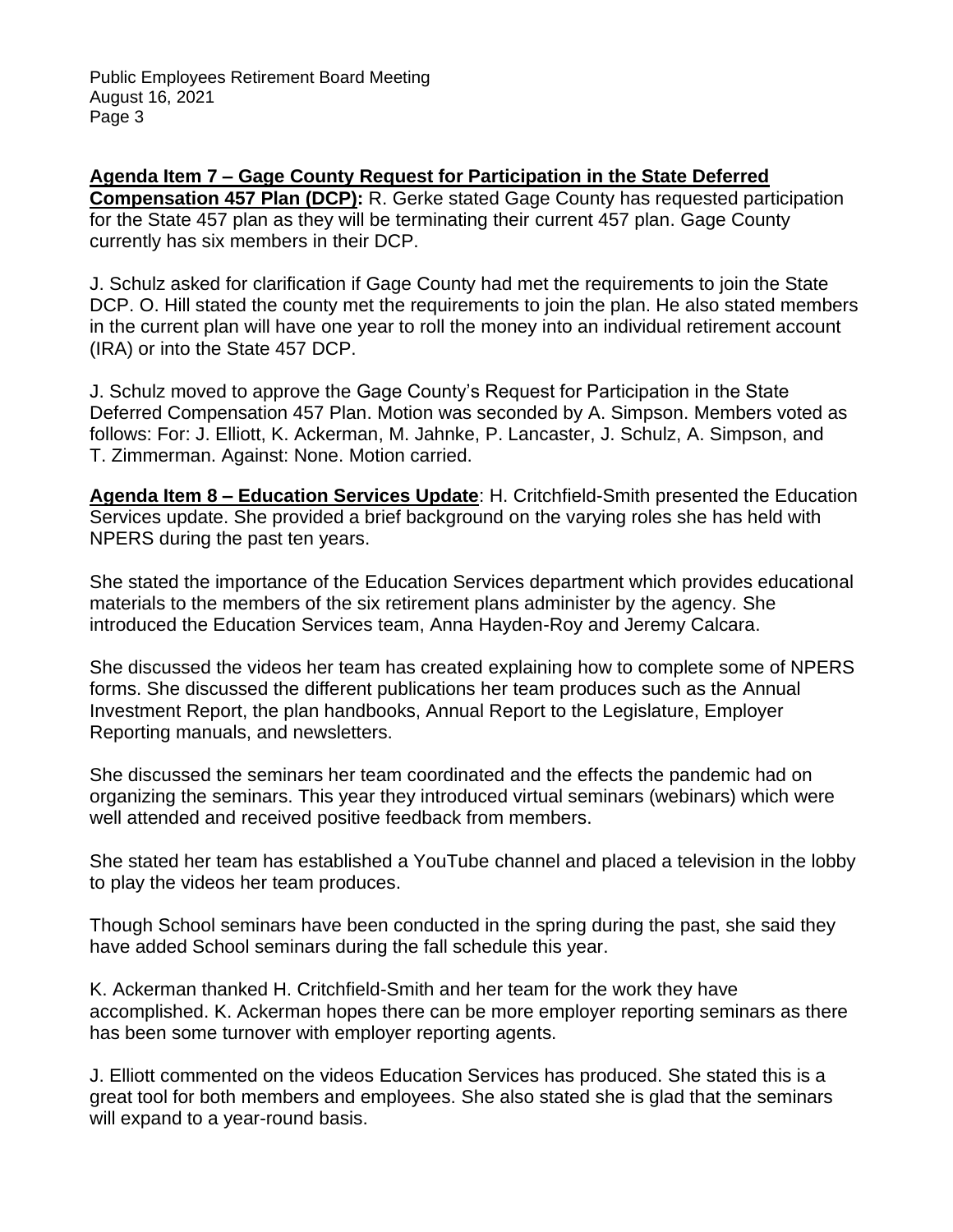**Agenda Item 7 – Gage County Request for Participation in the State Deferred Compensation 457 Plan (DCP):** R. Gerke stated Gage County has requested participation for the State 457 plan as they will be terminating their current 457 plan. Gage County currently has six members in their DCP.

J. Schulz asked for clarification if Gage County had met the requirements to join the State DCP. O. Hill stated the county met the requirements to join the plan. He also stated members in the current plan will have one year to roll the money into an individual retirement account (IRA) or into the State 457 DCP.

J. Schulz moved to approve the Gage County's Request for Participation in the State Deferred Compensation 457 Plan. Motion was seconded by A. Simpson. Members voted as follows: For: J. Elliott, K. Ackerman, M. Jahnke, P. Lancaster, J. Schulz, A. Simpson, and T. Zimmerman. Against: None. Motion carried.

**Agenda Item 8 – Education Services Update**: H. Critchfield-Smith presented the Education Services update. She provided a brief background on the varying roles she has held with NPERS during the past ten years.

She stated the importance of the Education Services department which provides educational materials to the members of the six retirement plans administer by the agency. She introduced the Education Services team, Anna Hayden-Roy and Jeremy Calcara.

She discussed the videos her team has created explaining how to complete some of NPERS forms. She discussed the different publications her team produces such as the Annual Investment Report, the plan handbooks, Annual Report to the Legislature, Employer Reporting manuals, and newsletters.

She discussed the seminars her team coordinated and the effects the pandemic had on organizing the seminars. This year they introduced virtual seminars (webinars) which were well attended and received positive feedback from members.

She stated her team has established a YouTube channel and placed a television in the lobby to play the videos her team produces.

Though School seminars have been conducted in the spring during the past, she said they have added School seminars during the fall schedule this year.

K. Ackerman thanked H. Critchfield-Smith and her team for the work they have accomplished. K. Ackerman hopes there can be more employer reporting seminars as there has been some turnover with employer reporting agents.

J. Elliott commented on the videos Education Services has produced. She stated this is a great tool for both members and employees. She also stated she is glad that the seminars will expand to a year-round basis.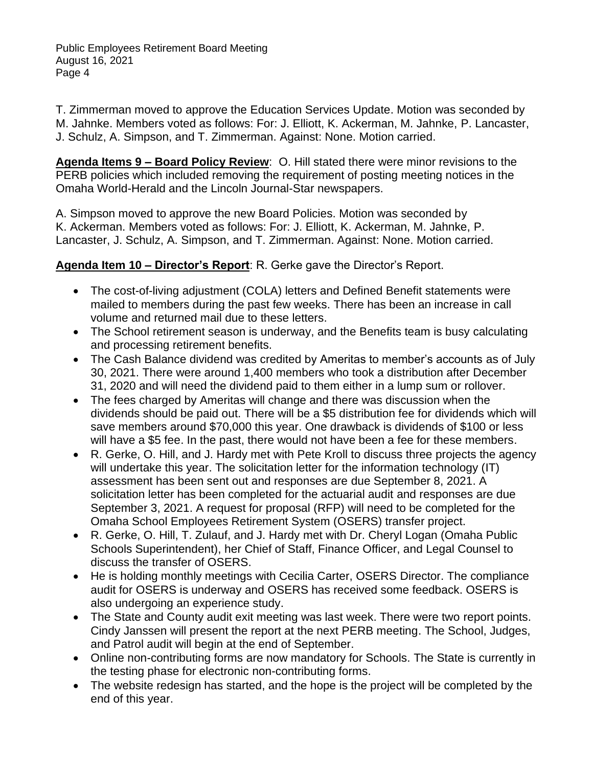T. Zimmerman moved to approve the Education Services Update. Motion was seconded by M. Jahnke. Members voted as follows: For: J. Elliott, K. Ackerman, M. Jahnke, P. Lancaster, J. Schulz, A. Simpson, and T. Zimmerman. Against: None. Motion carried.

**Agenda Items 9 – Board Policy Review**: O. Hill stated there were minor revisions to the PERB policies which included removing the requirement of posting meeting notices in the Omaha World-Herald and the Lincoln Journal-Star newspapers.

A. Simpson moved to approve the new Board Policies. Motion was seconded by K. Ackerman. Members voted as follows: For: J. Elliott, K. Ackerman, M. Jahnke, P. Lancaster, J. Schulz, A. Simpson, and T. Zimmerman. Against: None. Motion carried.

**Agenda Item 10 – Director's Report**: R. Gerke gave the Director's Report.

- The cost-of-living adjustment (COLA) letters and Defined Benefit statements were mailed to members during the past few weeks. There has been an increase in call volume and returned mail due to these letters.
- The School retirement season is underway, and the Benefits team is busy calculating and processing retirement benefits.
- The Cash Balance dividend was credited by Ameritas to member's accounts as of July 30, 2021. There were around 1,400 members who took a distribution after December 31, 2020 and will need the dividend paid to them either in a lump sum or rollover.
- The fees charged by Ameritas will change and there was discussion when the dividends should be paid out. There will be a $5 distribution fee for dividends which will save members around $70,000 this year. One drawback is dividends of $100 or less will have a $5 fee. In the past, there would not have been a fee for these members.
- R. Gerke, O. Hill, and J. Hardy met with Pete Kroll to discuss three projects the agency will undertake this year. The solicitation letter for the information technology (IT) assessment has been sent out and responses are due September 8, 2021. A solicitation letter has been completed for the actuarial audit and responses are due September 3, 2021. A request for proposal (RFP) will need to be completed for the Omaha School Employees Retirement System (OSERS) transfer project.
- R. Gerke, O. Hill, T. Zulauf, and J. Hardy met with Dr. Cheryl Logan (Omaha Public Schools Superintendent), her Chief of Staff, Finance Officer, and Legal Counsel to discuss the transfer of OSERS.
- He is holding monthly meetings with Cecilia Carter, OSERS Director. The compliance audit for OSERS is underway and OSERS has received some feedback. OSERS is also undergoing an experience study.
- The State and County audit exit meeting was last week. There were two report points. Cindy Janssen will present the report at the next PERB meeting. The School, Judges, and Patrol audit will begin at the end of September.
- Online non-contributing forms are now mandatory for Schools. The State is currently in the testing phase for electronic non-contributing forms.
- The website redesign has started, and the hope is the project will be completed by the end of this year.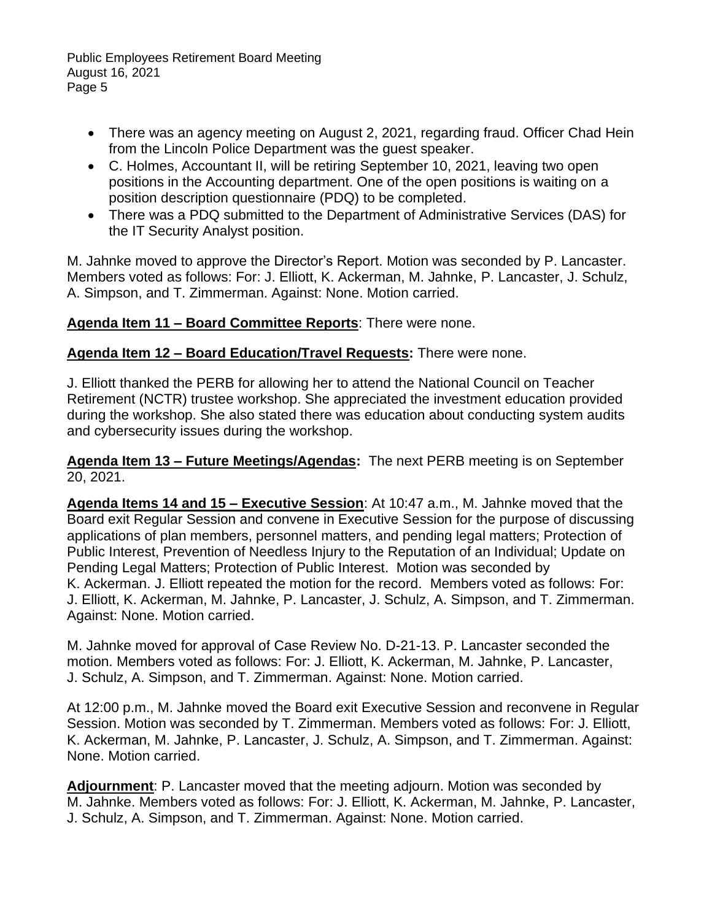- There was an agency meeting on August 2, 2021, regarding fraud. Officer Chad Hein from the Lincoln Police Department was the guest speaker.
- C. Holmes, Accountant II, will be retiring September 10, 2021, leaving two open positions in the Accounting department. One of the open positions is waiting on a position description questionnaire (PDQ) to be completed.
- There was a PDQ submitted to the Department of Administrative Services (DAS) for the IT Security Analyst position.

M. Jahnke moved to approve the Director's Report. Motion was seconded by P. Lancaster. Members voted as follows: For: J. Elliott, K. Ackerman, M. Jahnke, P. Lancaster, J. Schulz, A. Simpson, and T. Zimmerman. Against: None. Motion carried.

**Agenda Item 11 – Board Committee Reports**: There were none.

**Agenda Item 12 – Board Education/Travel Requests:** There were none.

J. Elliott thanked the PERB for allowing her to attend the National Council on Teacher Retirement (NCTR) trustee workshop. She appreciated the investment education provided during the workshop. She also stated there was education about conducting system audits and cybersecurity issues during the workshop.

**Agenda Item 13 – Future Meetings/Agendas:** The next PERB meeting is on September 20, 2021.

**Agenda Items 14 and 15 – Executive Session**: At 10:47 a.m., M. Jahnke moved that the Board exit Regular Session and convene in Executive Session for the purpose of discussing applications of plan members, personnel matters, and pending legal matters; Protection of Public Interest, Prevention of Needless Injury to the Reputation of an Individual; Update on Pending Legal Matters; Protection of Public Interest. Motion was seconded by K. Ackerman. J. Elliott repeated the motion for the record. Members voted as follows: For: J. Elliott, K. Ackerman, M. Jahnke, P. Lancaster, J. Schulz, A. Simpson, and T. Zimmerman. Against: None. Motion carried.

M. Jahnke moved for approval of Case Review No. D-21-13. P. Lancaster seconded the motion. Members voted as follows: For: J. Elliott, K. Ackerman, M. Jahnke, P. Lancaster, J. Schulz, A. Simpson, and T. Zimmerman. Against: None. Motion carried.

At 12:00 p.m., M. Jahnke moved the Board exit Executive Session and reconvene in Regular Session. Motion was seconded by T. Zimmerman. Members voted as follows: For: J. Elliott, K. Ackerman, M. Jahnke, P. Lancaster, J. Schulz, A. Simpson, and T. Zimmerman. Against: None. Motion carried.

**Adjournment**: P. Lancaster moved that the meeting adjourn. Motion was seconded by M. Jahnke. Members voted as follows: For: J. Elliott, K. Ackerman, M. Jahnke, P. Lancaster, J. Schulz, A. Simpson, and T. Zimmerman. Against: None. Motion carried.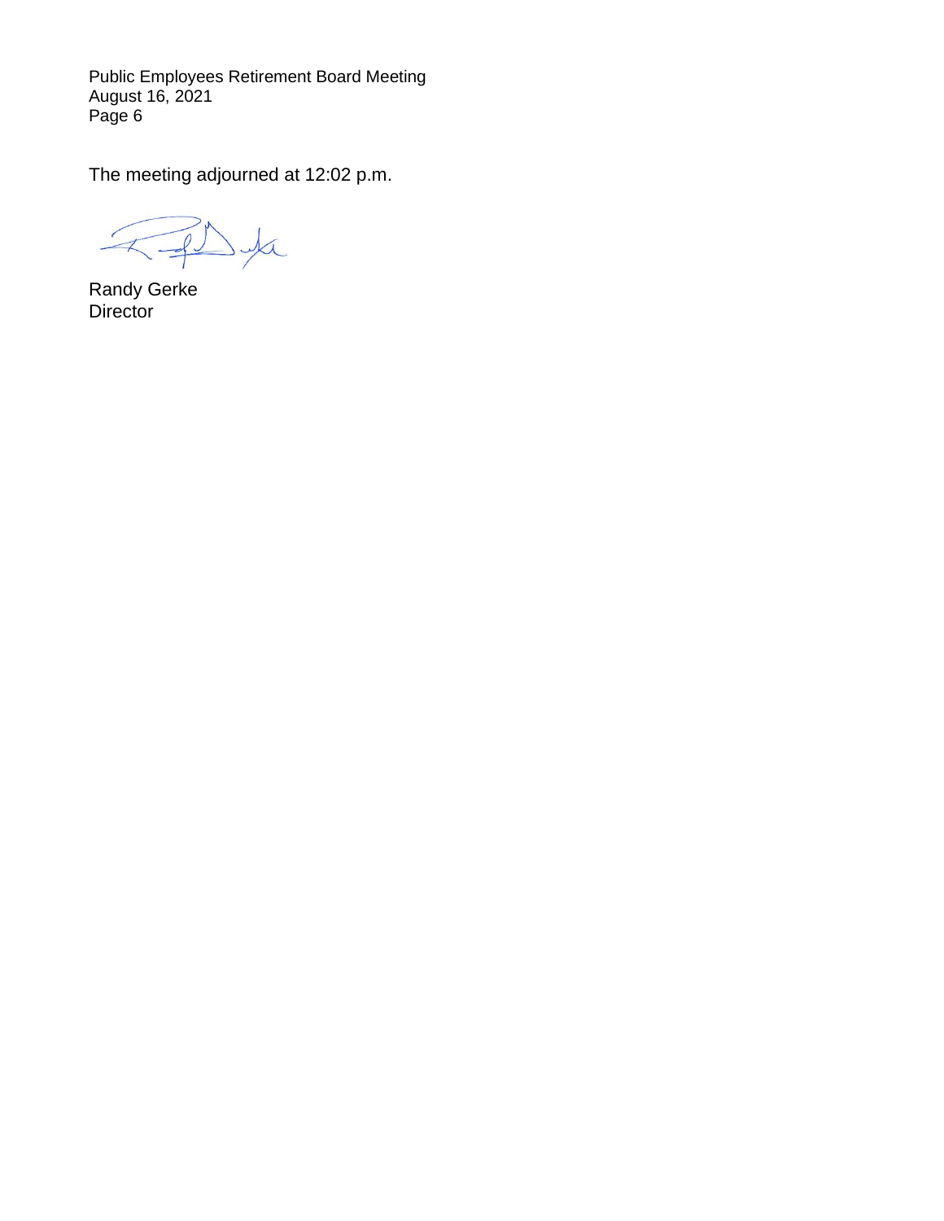The meeting adjourned at 12:02 p.m.

Randy Gerke
Director